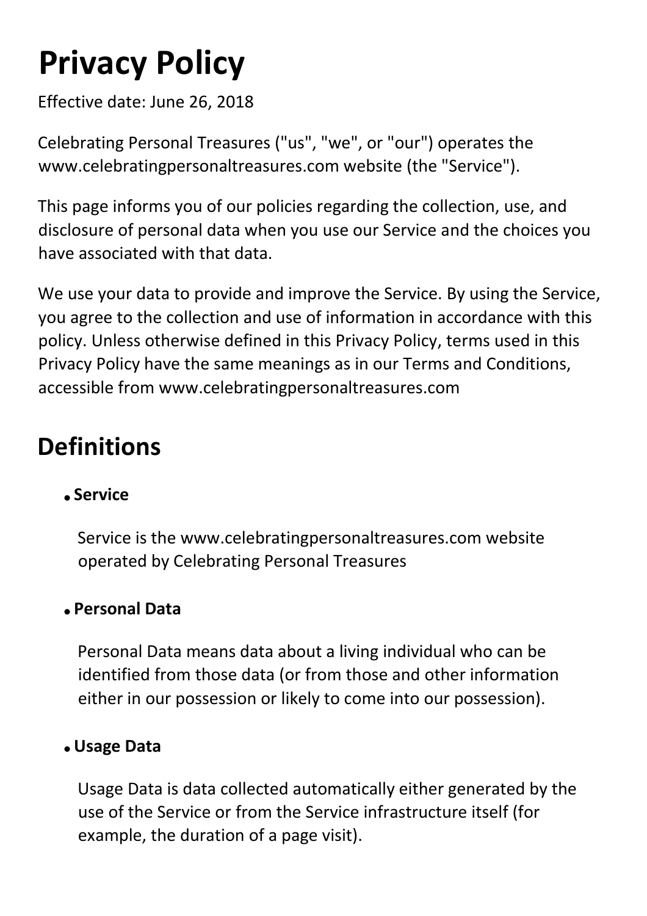# Privacy Policy

Effective date: June 26, 2018

Celebrating Personal Treasures ("us", "we", or "our") operates the www.celebratingpersonaltreasures.com website (the "Service").

This page informs you of our policies regarding the collection, use, and disclosure of personal data when you use our Service and the choices you have associated with that data.

We use your data to provide and improve the Service. By using the Service, you agree to the collection and use of information in accordance with this policy. Unless otherwise defined in this Privacy Policy, terms used in this Privacy Policy have the same meanings as in our Terms and Conditions, accessible from www.celebratingpersonaltreasures.com

## Definitions

- **Service**

  Service is the www.celebratingpersonaltreasures.com website operated by Celebrating Personal Treasures

- **Personal Data**

  Personal Data means data about a living individual who can be identified from those data (or from those and other information either in our possession or likely to come into our possession).

- **Usage Data**

  Usage Data is data collected automatically either generated by the use of the Service or from the Service infrastructure itself (for example, the duration of a page visit).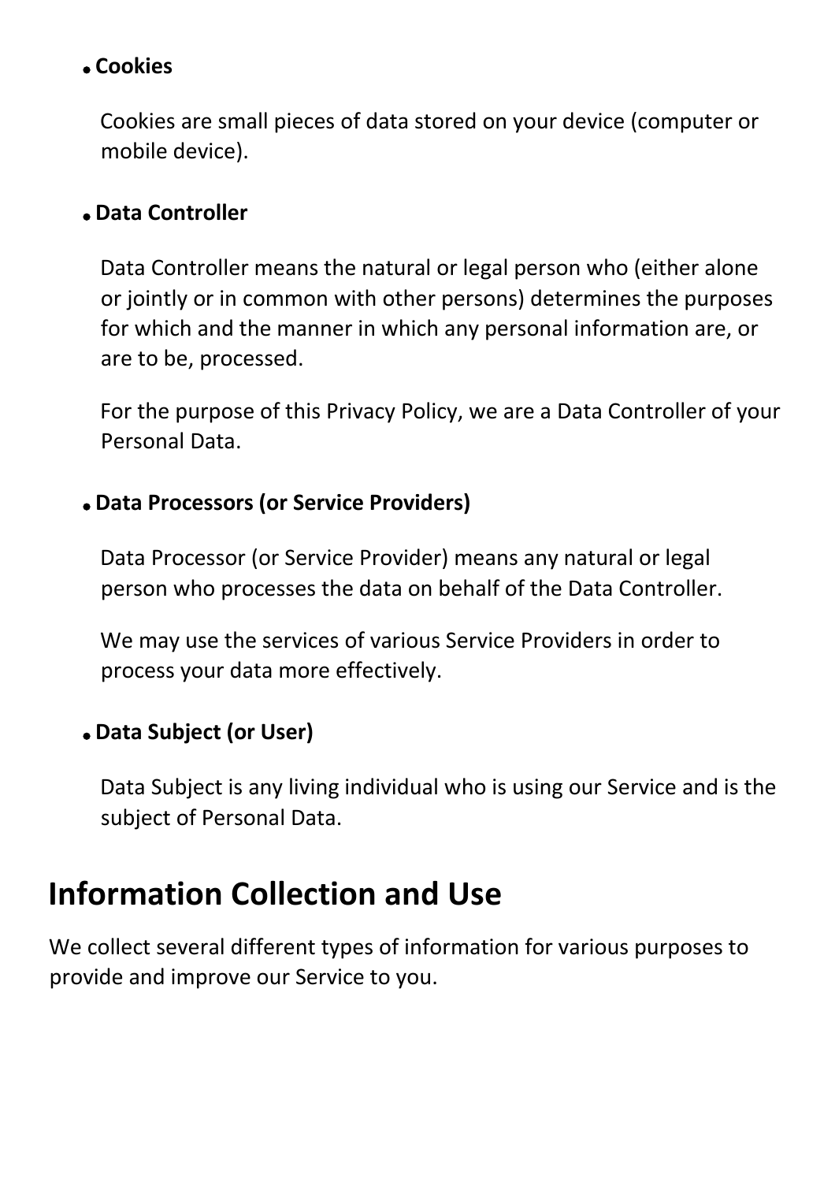- **Cookies**

  Cookies are small pieces of data stored on your device (computer or mobile device).

- **Data Controller**

  Data Controller means the natural or legal person who (either alone or jointly or in common with other persons) determines the purposes for which and the manner in which any personal information are, or are to be, processed.

  For the purpose of this Privacy Policy, we are a Data Controller of your Personal Data.

- **Data Processors (or Service Providers)**

  Data Processor (or Service Provider) means any natural or legal person who processes the data on behalf of the Data Controller.

  We may use the services of various Service Providers in order to process your data more effectively.

- **Data Subject (or User)**

  Data Subject is any living individual who is using our Service and is the subject of Personal Data.

## Information Collection and Use

We collect several different types of information for various purposes to provide and improve our Service to you.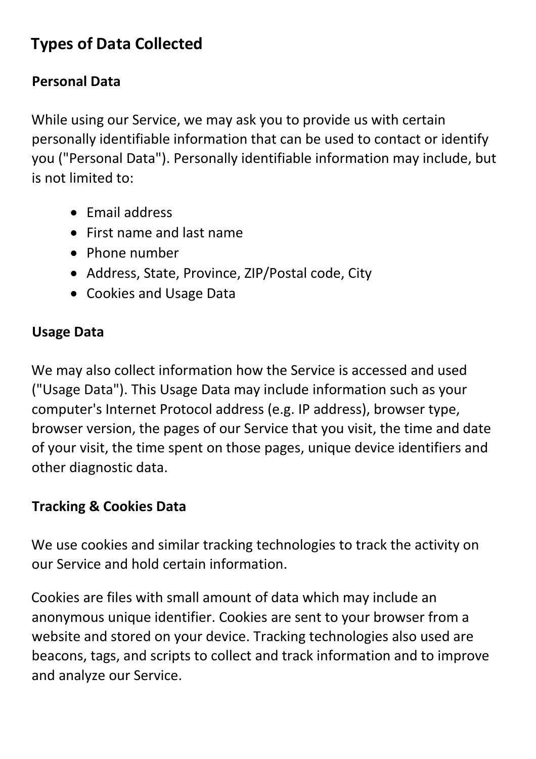## Types of Data Collected

### Personal Data

While using our Service, we may ask you to provide us with certain personally identifiable information that can be used to contact or identify you ("Personal Data"). Personally identifiable information may include, but is not limited to:

- Email address
- First name and last name
- Phone number
- Address, State, Province, ZIP/Postal code, City
- Cookies and Usage Data

### Usage Data

We may also collect information how the Service is accessed and used ("Usage Data"). This Usage Data may include information such as your computer's Internet Protocol address (e.g. IP address), browser type, browser version, the pages of our Service that you visit, the time and date of your visit, the time spent on those pages, unique device identifiers and other diagnostic data.

### Tracking & Cookies Data

We use cookies and similar tracking technologies to track the activity on our Service and hold certain information.

Cookies are files with small amount of data which may include an anonymous unique identifier. Cookies are sent to your browser from a website and stored on your device. Tracking technologies also used are beacons, tags, and scripts to collect and track information and to improve and analyze our Service.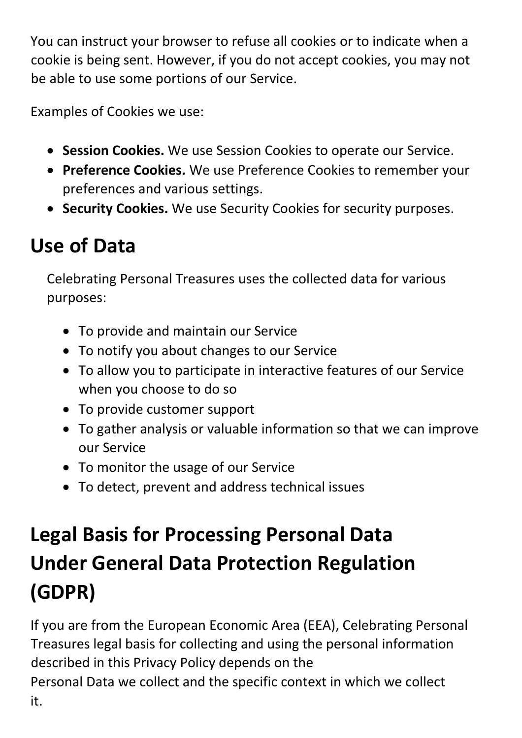You can instruct your browser to refuse all cookies or to indicate when a cookie is being sent. However, if you do not accept cookies, you may not be able to use some portions of our Service.

Examples of Cookies we use:

- **Session Cookies.** We use Session Cookies to operate our Service.
- **Preference Cookies.** We use Preference Cookies to remember your preferences and various settings.
- **Security Cookies.** We use Security Cookies for security purposes.

## Use of Data

Celebrating Personal Treasures uses the collected data for various purposes:

- To provide and maintain our Service
- To notify you about changes to our Service
- To allow you to participate in interactive features of our Service when you choose to do so
- To provide customer support
- To gather analysis or valuable information so that we can improve our Service
- To monitor the usage of our Service
- To detect, prevent and address technical issues

## Legal Basis for Processing Personal Data Under General Data Protection Regulation (GDPR)

If you are from the European Economic Area (EEA), Celebrating Personal Treasures legal basis for collecting and using the personal information described in this Privacy Policy depends on the Personal Data we collect and the specific context in which we collect it.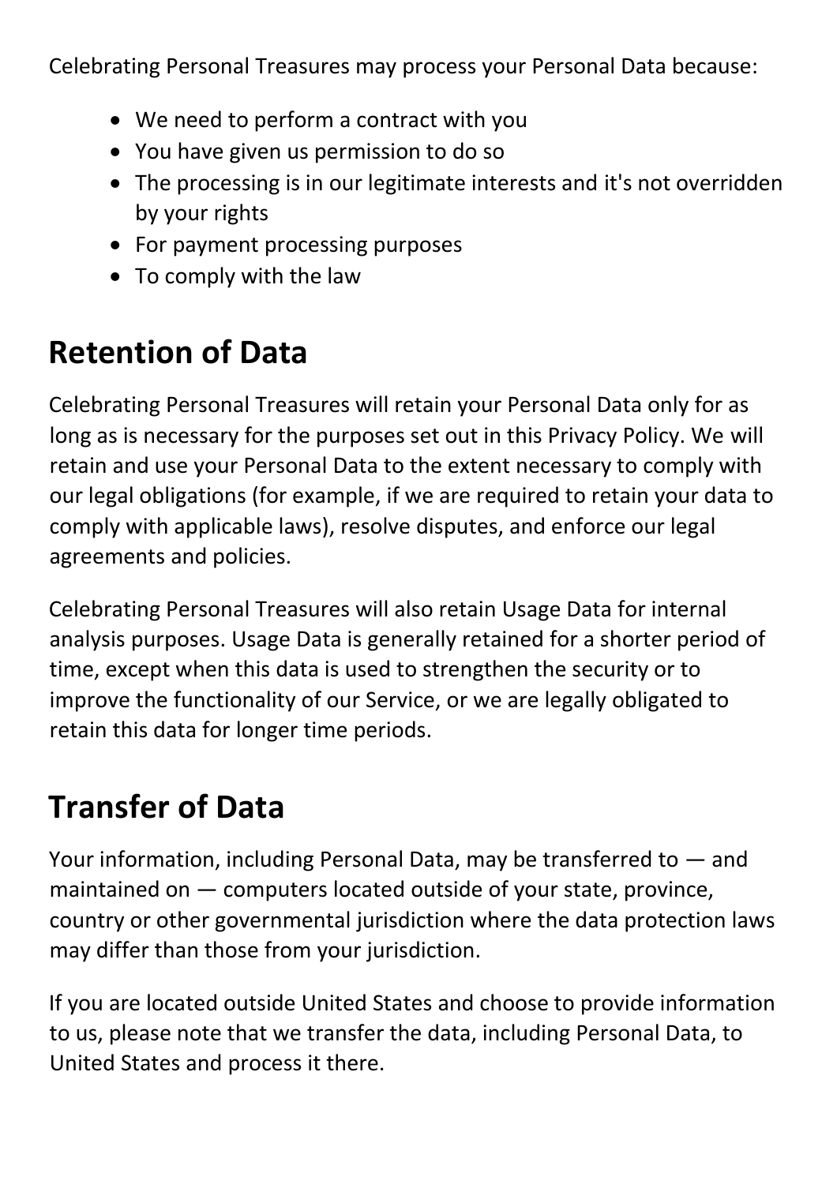Celebrating Personal Treasures may process your Personal Data because:

- We need to perform a contract with you
- You have given us permission to do so
- The processing is in our legitimate interests and it's not overridden by your rights
- For payment processing purposes
- To comply with the law

## Retention of Data

Celebrating Personal Treasures will retain your Personal Data only for as long as is necessary for the purposes set out in this Privacy Policy. We will retain and use your Personal Data to the extent necessary to comply with our legal obligations (for example, if we are required to retain your data to comply with applicable laws), resolve disputes, and enforce our legal agreements and policies.

Celebrating Personal Treasures will also retain Usage Data for internal analysis purposes. Usage Data is generally retained for a shorter period of time, except when this data is used to strengthen the security or to improve the functionality of our Service, or we are legally obligated to retain this data for longer time periods.

## Transfer of Data

Your information, including Personal Data, may be transferred to — and maintained on — computers located outside of your state, province, country or other governmental jurisdiction where the data protection laws may differ than those from your jurisdiction.

If you are located outside United States and choose to provide information to us, please note that we transfer the data, including Personal Data, to United States and process it there.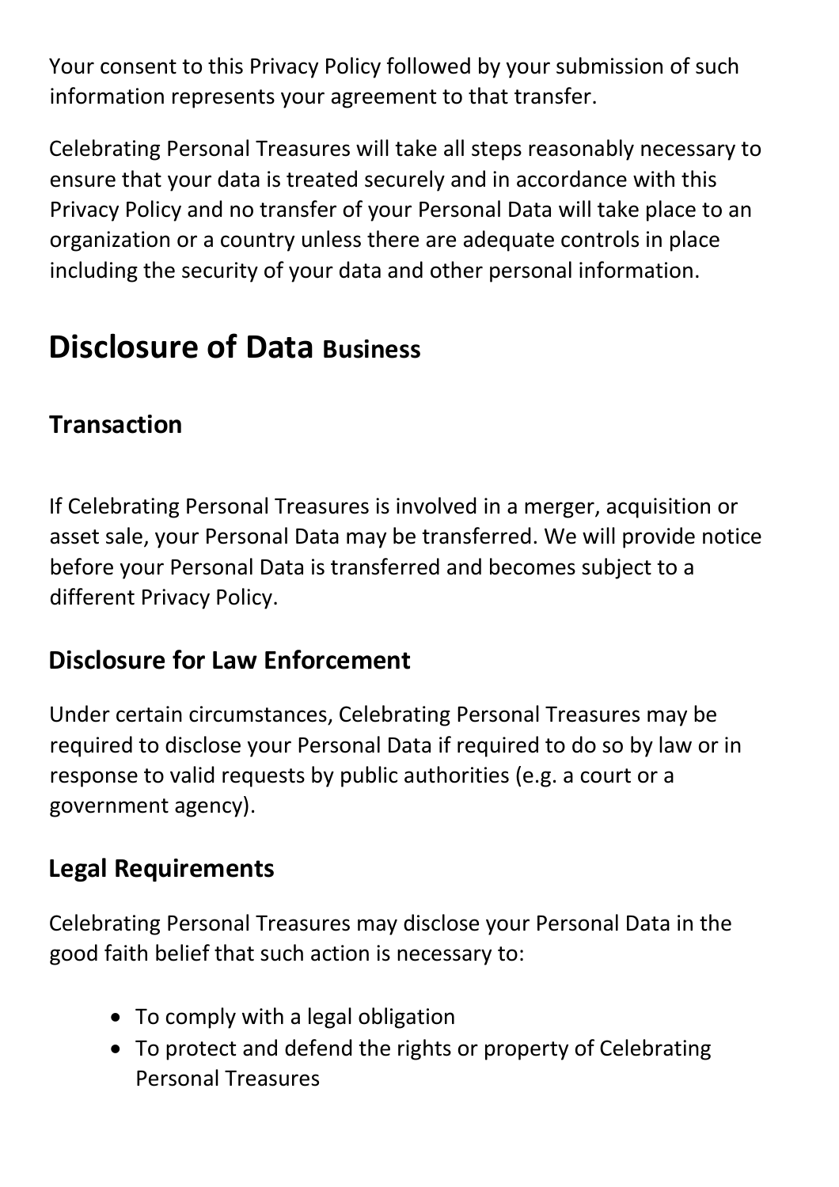Your consent to this Privacy Policy followed by your submission of such information represents your agreement to that transfer.

Celebrating Personal Treasures will take all steps reasonably necessary to ensure that your data is treated securely and in accordance with this Privacy Policy and no transfer of your Personal Data will take place to an organization or a country unless there are adequate controls in place including the security of your data and other personal information.

# Disclosure of Data Business

### Transaction

If Celebrating Personal Treasures is involved in a merger, acquisition or asset sale, your Personal Data may be transferred. We will provide notice before your Personal Data is transferred and becomes subject to a different Privacy Policy.

### Disclosure for Law Enforcement

Under certain circumstances, Celebrating Personal Treasures may be required to disclose your Personal Data if required to do so by law or in response to valid requests by public authorities (e.g. a court or a government agency).

### Legal Requirements

Celebrating Personal Treasures may disclose your Personal Data in the good faith belief that such action is necessary to:

- To comply with a legal obligation
- To protect and defend the rights or property of Celebrating Personal Treasures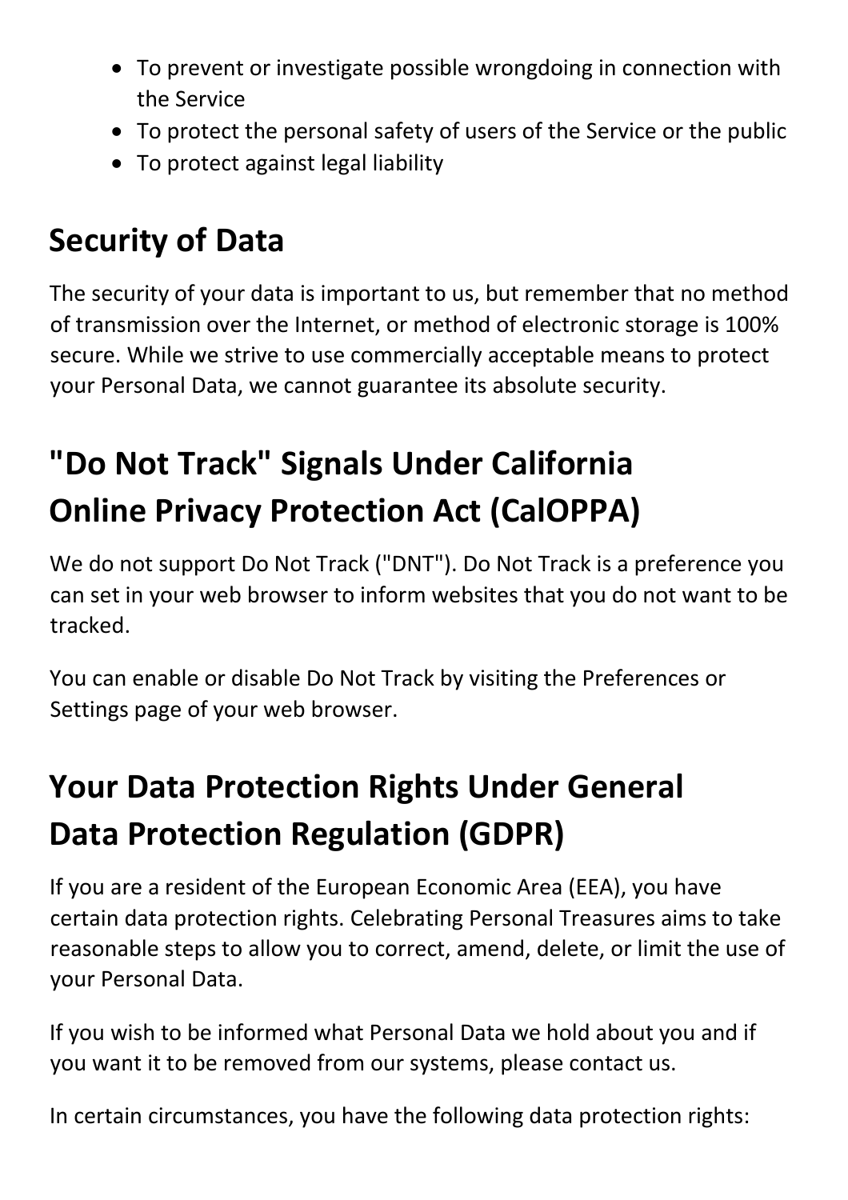- To prevent or investigate possible wrongdoing in connection with the Service
- To protect the personal safety of users of the Service or the public
- To protect against legal liability

## Security of Data

The security of your data is important to us, but remember that no method of transmission over the Internet, or method of electronic storage is 100% secure. While we strive to use commercially acceptable means to protect your Personal Data, we cannot guarantee its absolute security.

## "Do Not Track" Signals Under California Online Privacy Protection Act (CalOPPA)

We do not support Do Not Track ("DNT"). Do Not Track is a preference you can set in your web browser to inform websites that you do not want to be tracked.

You can enable or disable Do Not Track by visiting the Preferences or Settings page of your web browser.

## Your Data Protection Rights Under General Data Protection Regulation (GDPR)

If you are a resident of the European Economic Area (EEA), you have certain data protection rights. Celebrating Personal Treasures aims to take reasonable steps to allow you to correct, amend, delete, or limit the use of your Personal Data.

If you wish to be informed what Personal Data we hold about you and if you want it to be removed from our systems, please contact us.

In certain circumstances, you have the following data protection rights: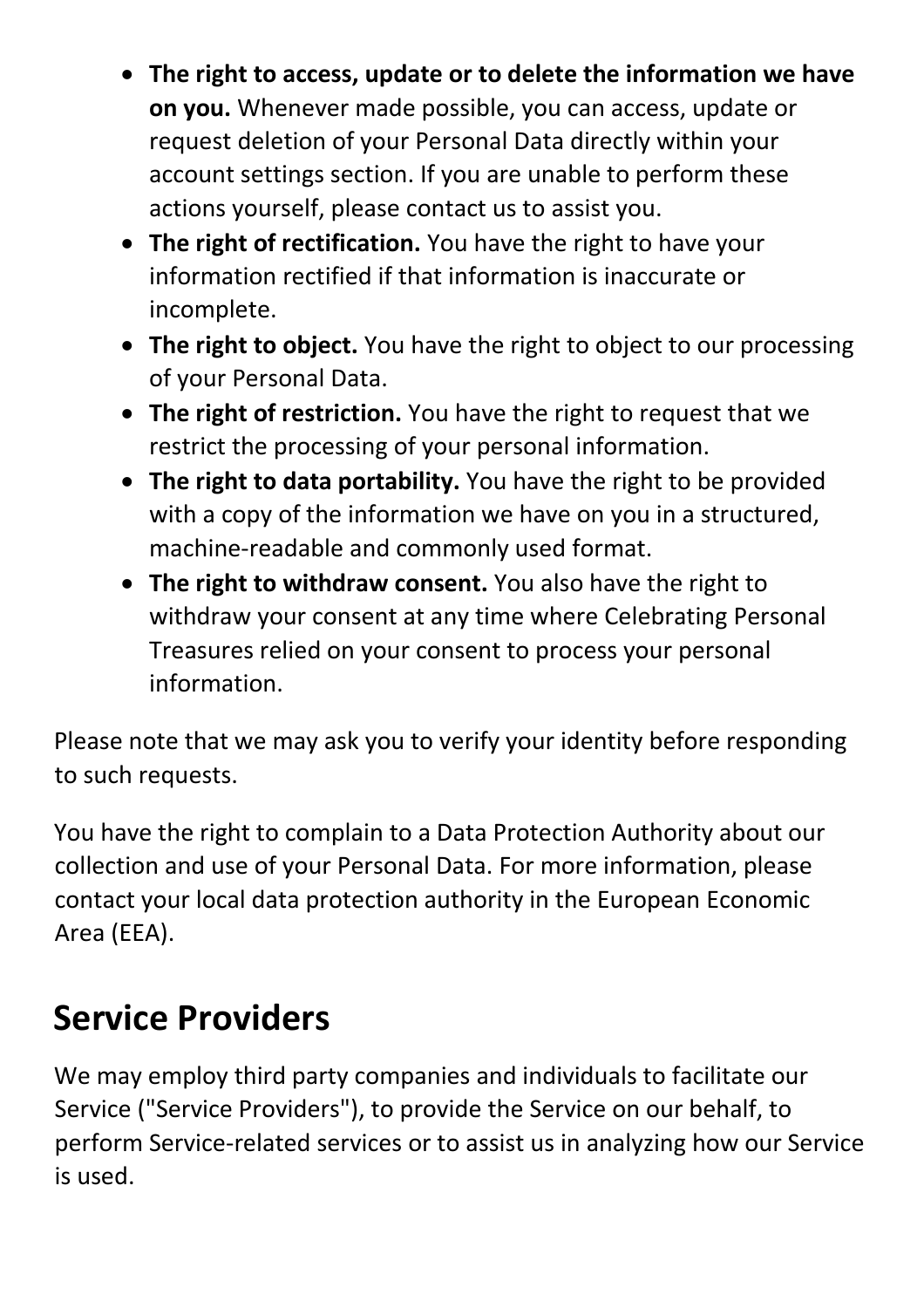- **The right to access, update or to delete the information we have on you.** Whenever made possible, you can access, update or request deletion of your Personal Data directly within your account settings section. If you are unable to perform these actions yourself, please contact us to assist you.
- **The right of rectification.** You have the right to have your information rectified if that information is inaccurate or incomplete.
- **The right to object.** You have the right to object to our processing of your Personal Data.
- **The right of restriction.** You have the right to request that we restrict the processing of your personal information.
- **The right to data portability.** You have the right to be provided with a copy of the information we have on you in a structured, machine-readable and commonly used format.
- **The right to withdraw consent.** You also have the right to withdraw your consent at any time where Celebrating Personal Treasures relied on your consent to process your personal information.

Please note that we may ask you to verify your identity before responding to such requests.

You have the right to complain to a Data Protection Authority about our collection and use of your Personal Data. For more information, please contact your local data protection authority in the European Economic Area (EEA).

## Service Providers

We may employ third party companies and individuals to facilitate our Service ("Service Providers"), to provide the Service on our behalf, to perform Service-related services or to assist us in analyzing how our Service is used.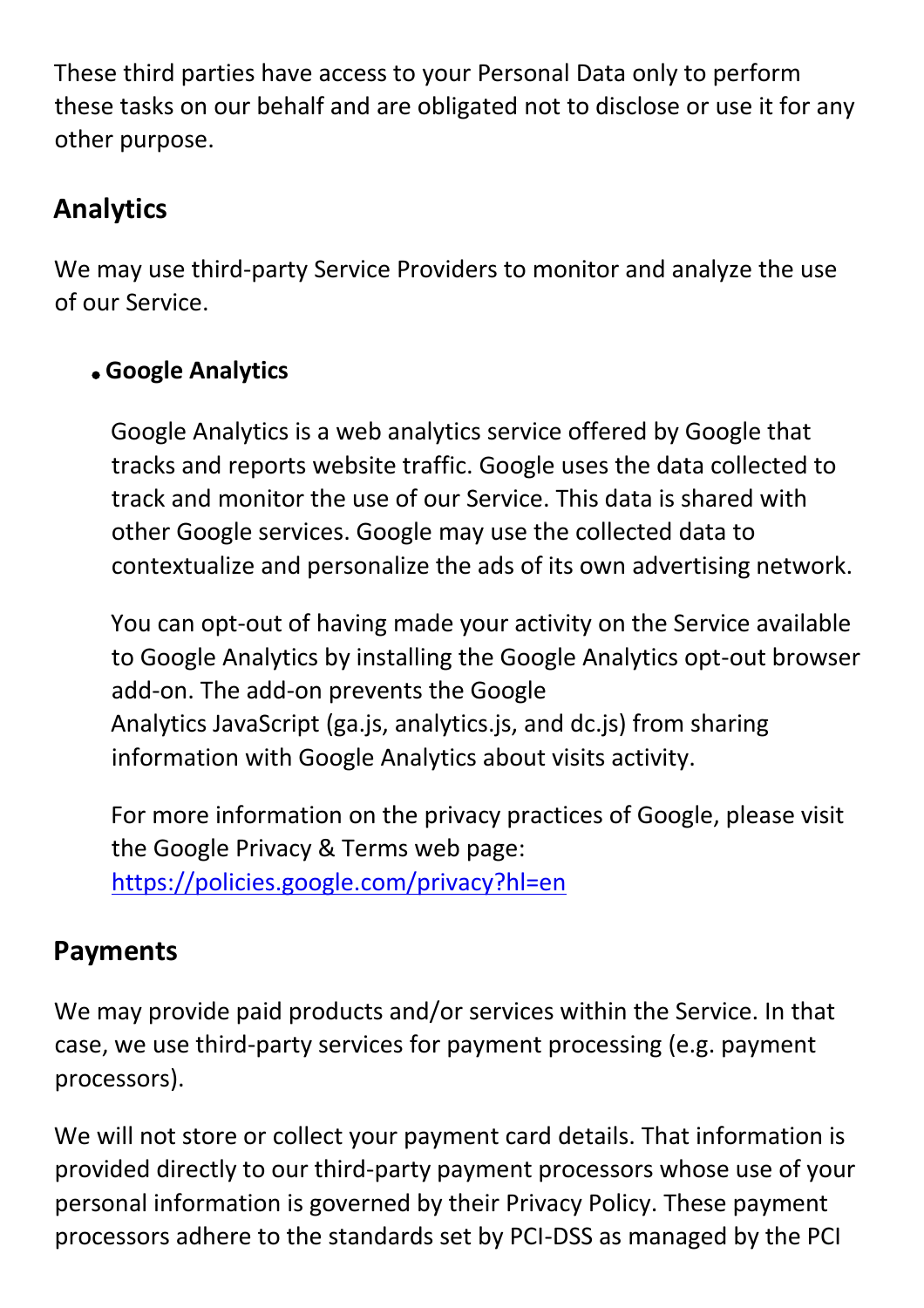These third parties have access to your Personal Data only to perform these tasks on our behalf and are obligated not to disclose or use it for any other purpose.

## Analytics

We may use third-party Service Providers to monitor and analyze the use of our Service.

- **Google Analytics**

  Google Analytics is a web analytics service offered by Google that tracks and reports website traffic. Google uses the data collected to track and monitor the use of our Service. This data is shared with other Google services. Google may use the collected data to contextualize and personalize the ads of its own advertising network.

  You can opt-out of having made your activity on the Service available to Google Analytics by installing the Google Analytics opt-out browser add-on. The add-on prevents the Google Analytics JavaScript (ga.js, analytics.js, and dc.js) from sharing information with Google Analytics about visits activity.

  For more information on the privacy practices of Google, please visit the Google Privacy & Terms web page: https://policies.google.com/privacy?hl=en

## Payments

We may provide paid products and/or services within the Service. In that case, we use third-party services for payment processing (e.g. payment processors).

We will not store or collect your payment card details. That information is provided directly to our third-party payment processors whose use of your personal information is governed by their Privacy Policy. These payment processors adhere to the standards set by PCI-DSS as managed by the PCI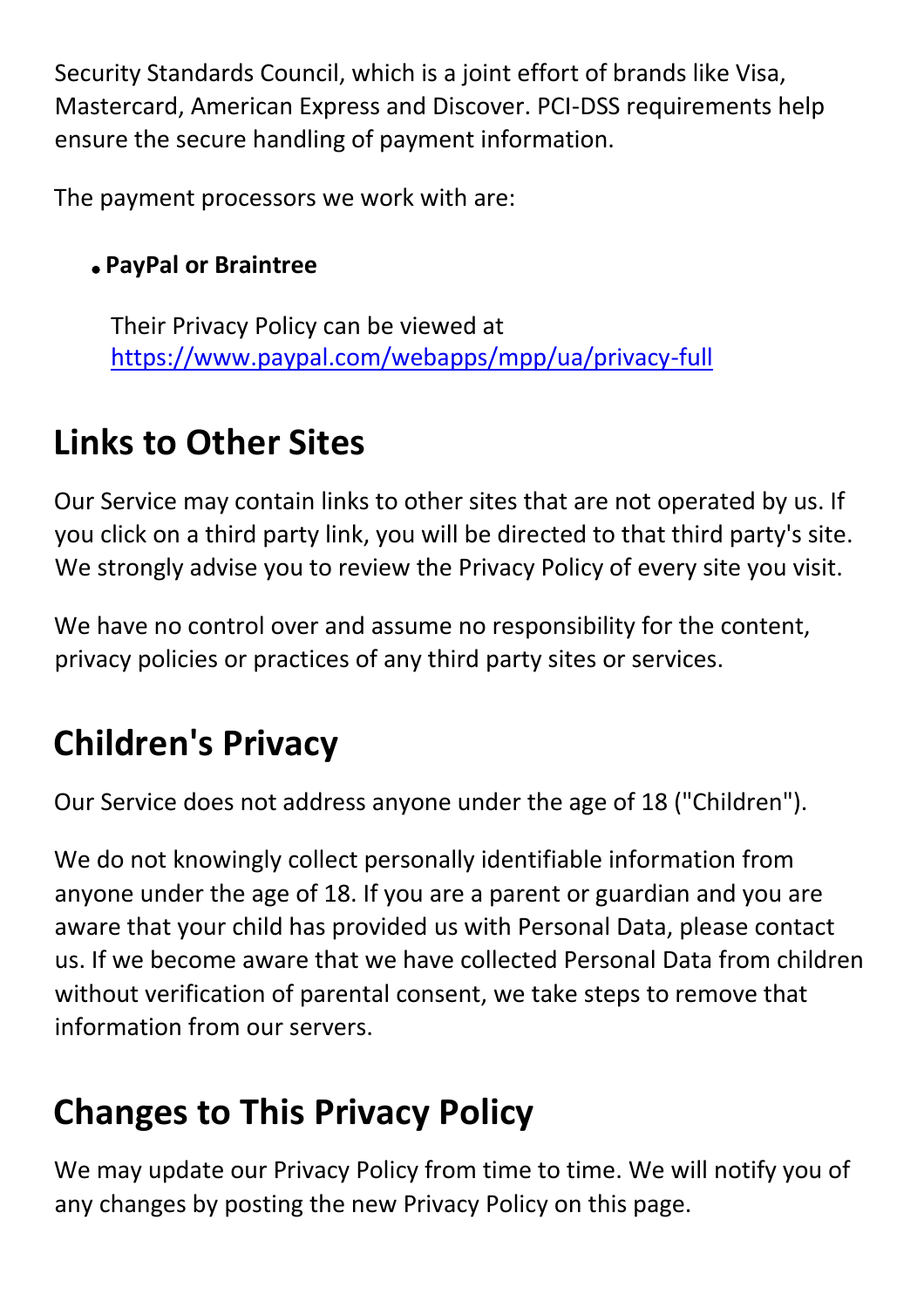Security Standards Council, which is a joint effort of brands like Visa, Mastercard, American Express and Discover. PCI-DSS requirements help ensure the secure handling of payment information.

The payment processors we work with are:

- **PayPal or Braintree**

  Their Privacy Policy can be viewed at [https://www.paypal.com/webapps/mpp/ua/privacy-full](https://www.paypal.com/webapps/mpp/ua/privacy-full)

## Links to Other Sites

Our Service may contain links to other sites that are not operated by us. If you click on a third party link, you will be directed to that third party's site. We strongly advise you to review the Privacy Policy of every site you visit.

We have no control over and assume no responsibility for the content, privacy policies or practices of any third party sites or services.

## Children's Privacy

Our Service does not address anyone under the age of 18 ("Children").

We do not knowingly collect personally identifiable information from anyone under the age of 18. If you are a parent or guardian and you are aware that your child has provided us with Personal Data, please contact us. If we become aware that we have collected Personal Data from children without verification of parental consent, we take steps to remove that information from our servers.

## Changes to This Privacy Policy

We may update our Privacy Policy from time to time. We will notify you of any changes by posting the new Privacy Policy on this page.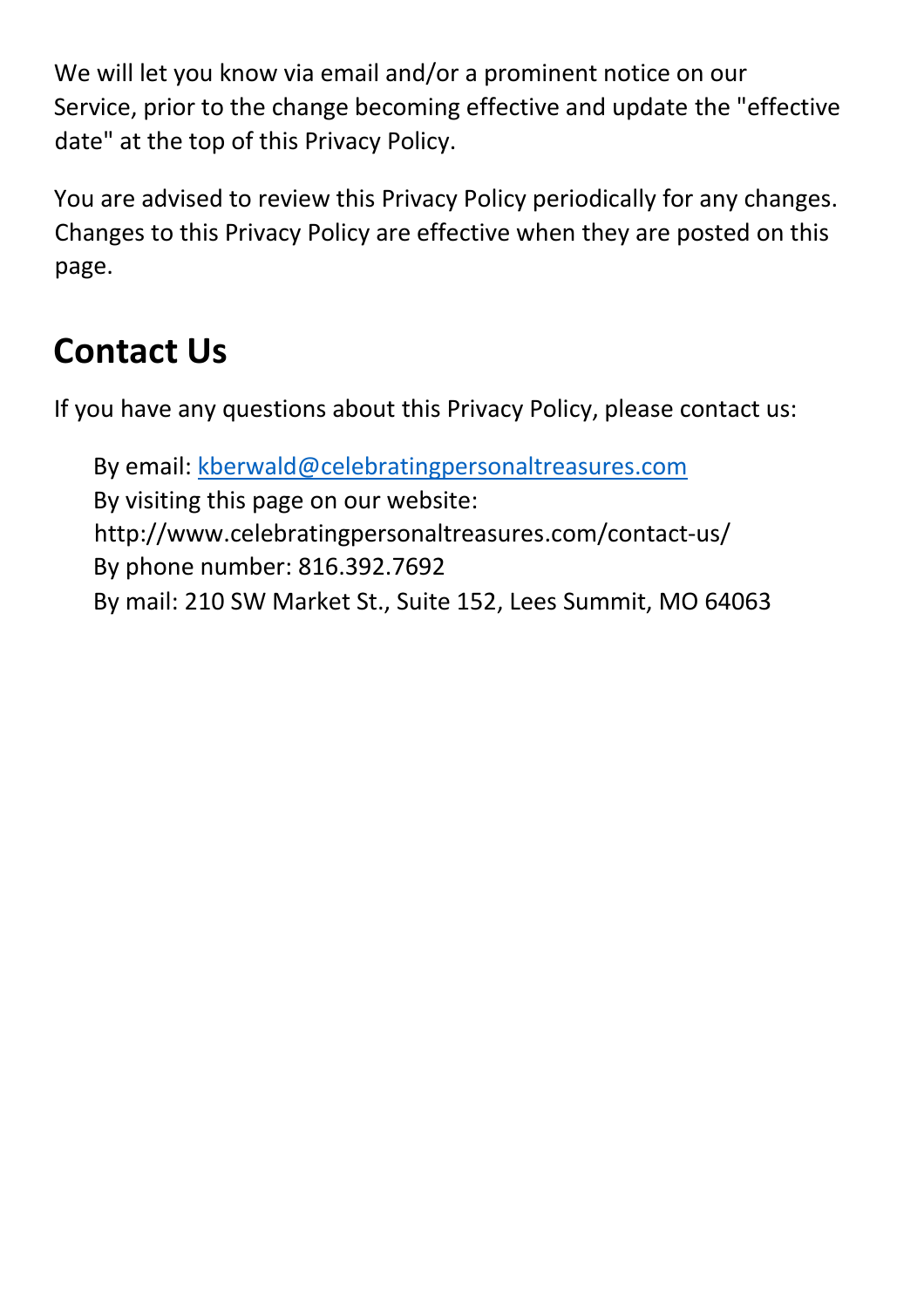We will let you know via email and/or a prominent notice on our Service, prior to the change becoming effective and update the "effective date" at the top of this Privacy Policy.

You are advised to review this Privacy Policy periodically for any changes. Changes to this Privacy Policy are effective when they are posted on this page.

## Contact Us

If you have any questions about this Privacy Policy, please contact us:

By email: kberwald@celebratingpersonaltreasures.com
By visiting this page on our website: http://www.celebratingpersonaltreasures.com/contact-us/
By phone number: 816.392.7692
By mail: 210 SW Market St., Suite 152, Lees Summit, MO 64063